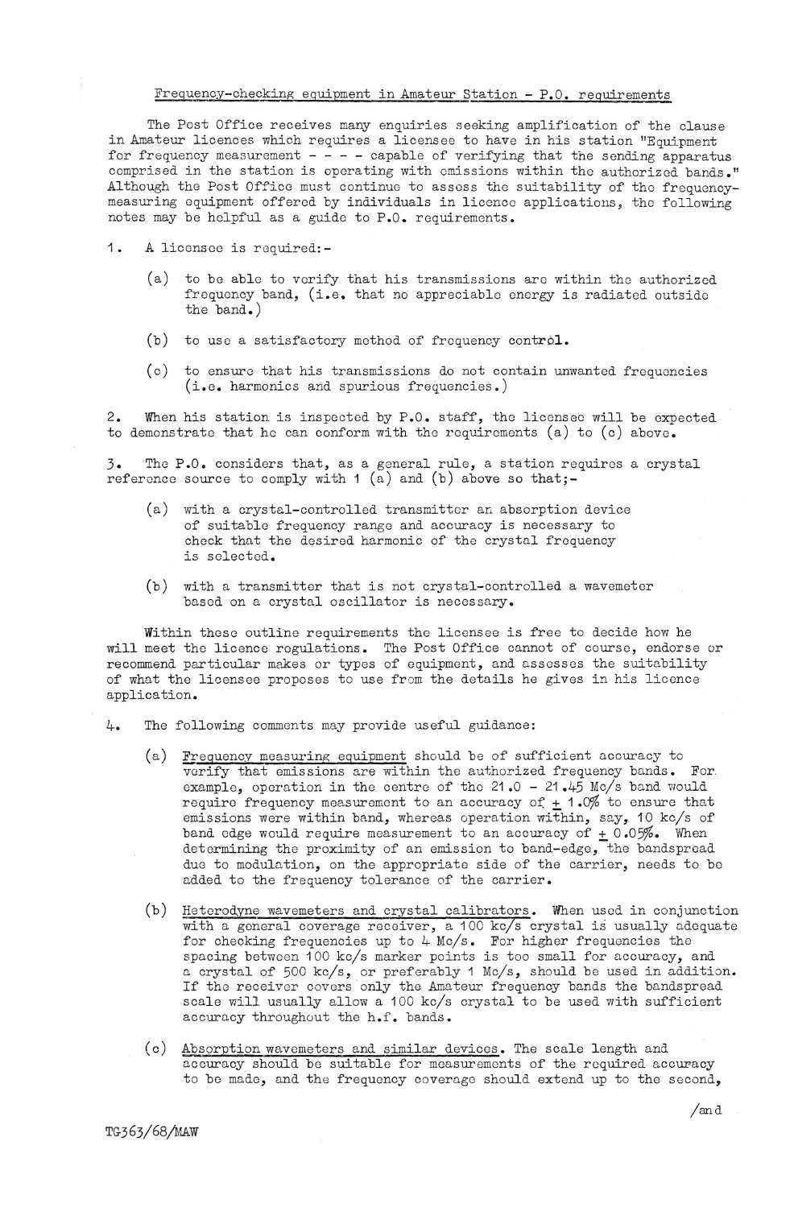## Frequency-checking equipment in Amateur Station - P.O. requirements

The Post Office receives many enquiries seeking amplification of the clause in Amateur licences which requires a licensee to have in his station "Equipment for frequency measurement - - - - capable of verifying that the sending apparatus comprised in the station is operating with emissions within the authorized bands." Although the Post Office must continue to assess the suitability of the frequency-measuring equipment offered by individuals in licence applications, the following notes may be helpful as a guide to P.O. requirements.

1. A licensee is required:-

   (a) to be able to verify that his transmissions are within the authorized frequency band, (i.e. that no appreciable energy is radiated outside the band.)

   (b) to use a satisfactory method of frequency control.

   (c) to ensure that his transmissions do not contain unwanted frequencies (i.e. harmonics and spurious frequencies.)

2. When his station is inspected by P.O. staff, the licensee will be expected to demonstrate that he can conform with the requirements (a) to (c) above.

3. The P.O. considers that, as a general rule, a station requires a crystal reference source to comply with 1 (a) and (b) above so that;-

   (a) with a crystal-controlled transmitter an absorption device of suitable frequency range and accuracy is necessary to check that the desired harmonic of the crystal frequency is selected.

   (b) with a transmitter that is not crystal-controlled a wavemeter based on a crystal oscillator is necessary.

Within these outline requirements the licensee is free to decide how he will meet the licence regulations. The Post Office cannot of course, endorse or recommend particular makes or types of equipment, and assesses the suitability of what the licensee proposes to use from the details he gives in his licence application.

4. The following comments may provide useful guidance:

   (a) Frequency measuring equipment should be of sufficient accuracy to verify that emissions are within the authorized frequency bands. For example, operation in the centre of the 21.0 - 21.45 Mc/s band would require frequency measurement to an accuracy of ± 1.0% to ensure that emissions were within band, whereas operation within, say, 10 kc/s of band edge would require measurement to an accuracy of ± 0.05%. When determining the proximity of an emission to band-edge, the bandspread due to modulation, on the appropriate side of the carrier, needs to be added to the frequency tolerance of the carrier.

   (b) Heterodyne wavemeters and crystal calibrators. When used in conjunction with a general coverage receiver, a 100 kc/s crystal is usually adequate for checking frequencies up to 4 Mc/s. For higher frequencies the spacing between 100 kc/s marker points is too small for accuracy, and a crystal of 500 kc/s, or preferably 1 Mc/s, should be used in addition. If the receiver covers only the Amateur frequency bands the bandspread scale will usually allow a 100 kc/s crystal to be used with sufficient accuracy throughout the h.f. bands.

   (c) Absorption wavemeters and similar devices. The scale length and accuracy should be suitable for measurements of the required accuracy to be made, and the frequency coverage should extend up to the second,

/and

TG363/68/MAW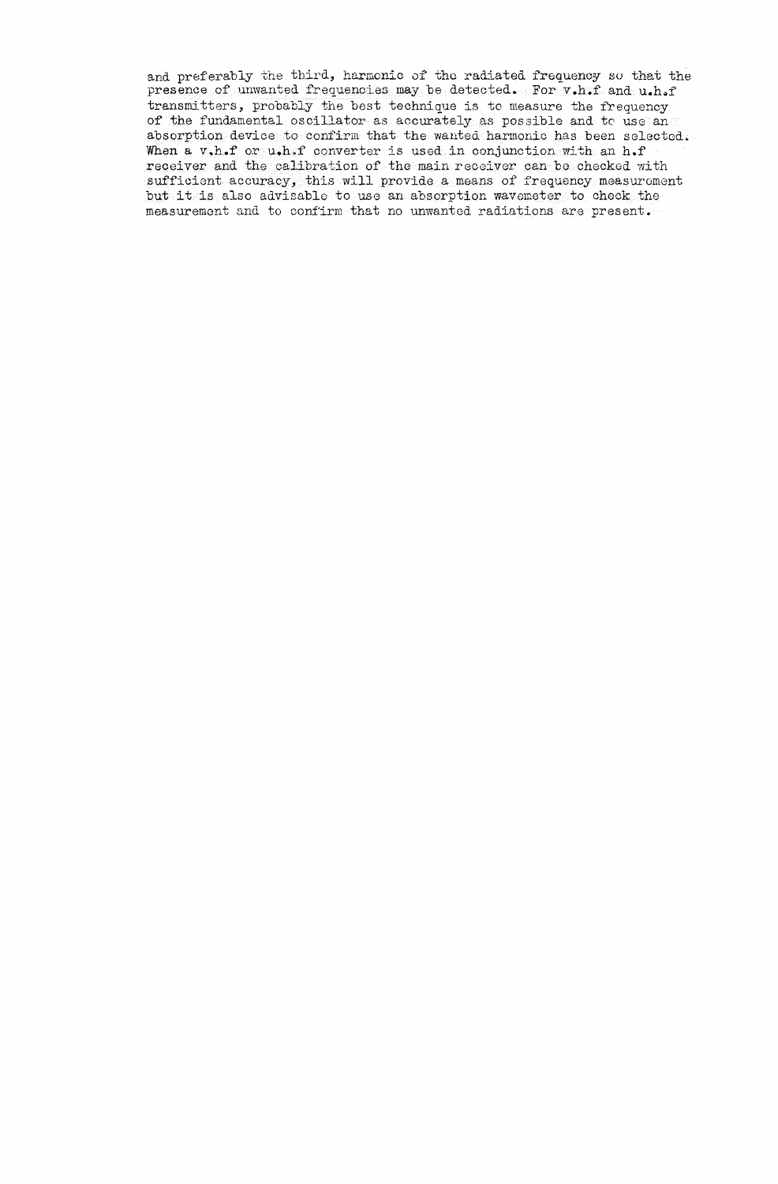and preferably the third, harmonic of the radiated frequency so that the presence of unwanted frequencies may be detected. For v.h.f and u.h.f transmitters, probably the best technique is to measure the frequency of the fundamental oscillator as accurately as possible and to use an absorption device to confirm that the wanted harmonic has been selected. When a v.h.f or u.h.f converter is used in conjunction with an h.f receiver and the calibration of the main receiver can be checked with sufficient accuracy, this will provide a means of frequency measurement but it is also advisable to use an absorption wavemeter to check the measurement and to confirm that no unwanted radiations are present.